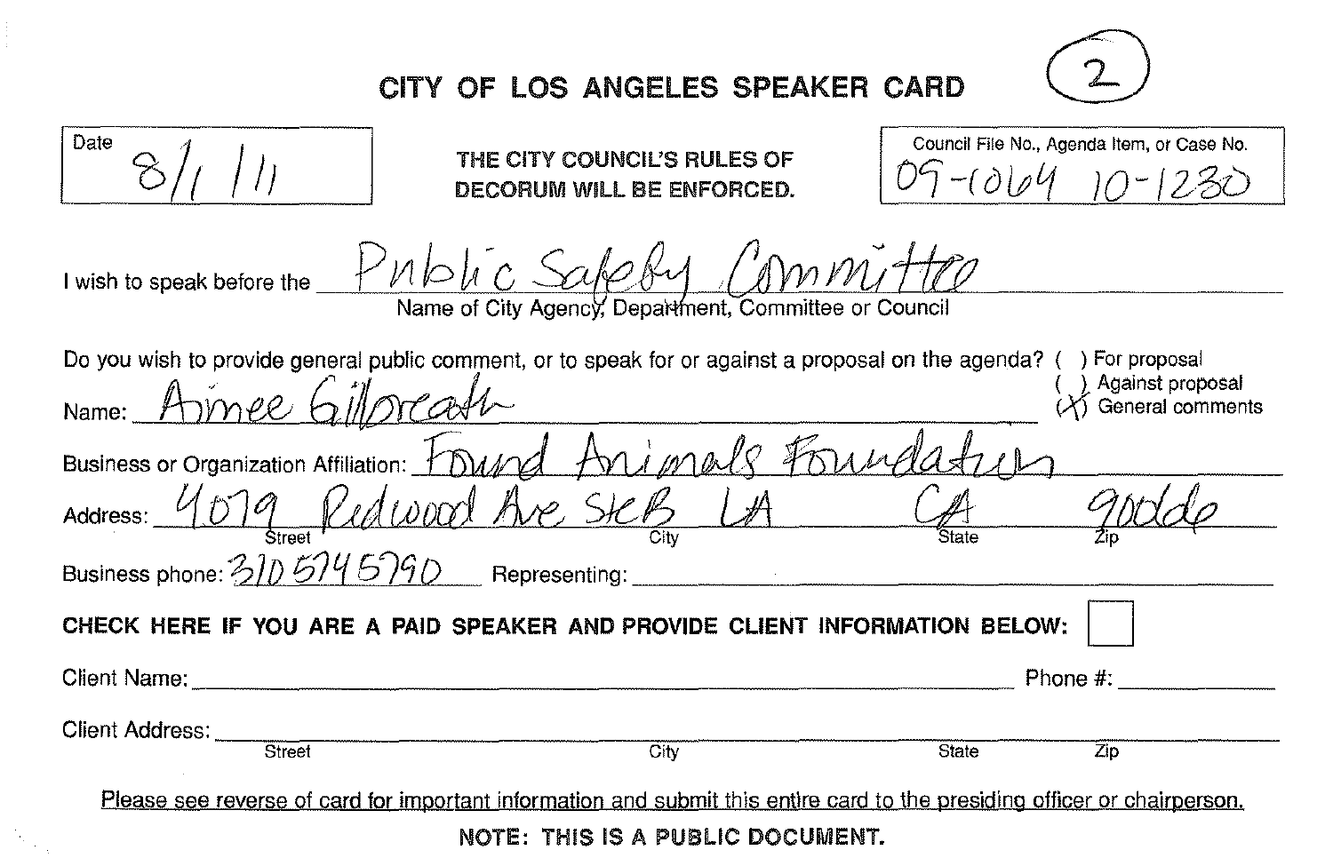# CITY OF LOS ANGELES SPEAKER CARD

(2)

Date: 8/1/11

THE CITY COUNCIL'S RULES OF DECORUM WILL BE ENFORCED.

Council File No., Agenda Item, or Case No.: 09-1064 10-1230

I wish to speak before the: Public Safety Committee
Name of City Agency, Department, Committee or Council

Do you wish to provide general public comment, or to speak for or against a proposal on the agenda?
( ) For proposal
( ) Against proposal
(X) General comments

Name: Aimee Gilbreath

Business or Organization Affiliation: Found Animals Foundation

Address: 4079 Redwood Ave Ste B (Street) LA (City) CA (State) 90066 (Zip)

Business phone: 310 574 5790 Representing:

**CHECK HERE IF YOU ARE A PAID SPEAKER AND PROVIDE CLIENT INFORMATION BELOW:** ☐

Client Name: Phone #:

Client Address: Street City State Zip

Please see reverse of card for important information and submit this entire card to the presiding officer or chairperson.

**NOTE: THIS IS A PUBLIC DOCUMENT.**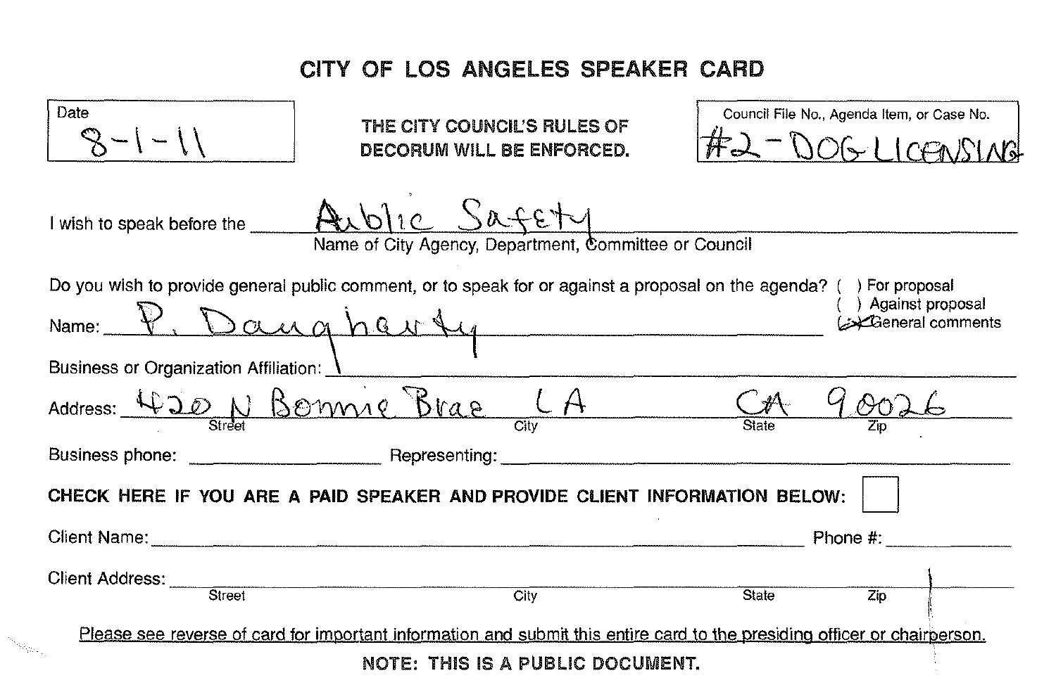# CITY OF LOS ANGELES SPEAKER CARD

Date: 8-1-11

**THE CITY COUNCIL'S RULES OF DECORUM WILL BE ENFORCED.**

Council File No., Agenda Item, or Case No.: #2 - DOG LICENSING

I wish to speak before the: Public Safety
Name of City Agency, Department, Committee or Council

Do you wish to provide general public comment, or to speak for or against a proposal on the agenda?

- ( ) For proposal
- ( ) Against proposal
- (X) General comments

Name: P. Daugherty

Business or Organization Affiliation: 

Address: 420 N Bonnie Brae (Street) LA (City) CA (State) 90026 (Zip)

Business phone: __________ Representing: __________

**CHECK HERE IF YOU ARE A PAID SPEAKER AND PROVIDE CLIENT INFORMATION BELOW:** ☐

Client Name: __________ Phone #: __________

Client Address: __________ (Street) __________ (City) __________ (State) __________ (Zip)

Please see reverse of card for important information and submit this entire card to the presiding officer or chairperson.

**NOTE: THIS IS A PUBLIC DOCUMENT.**